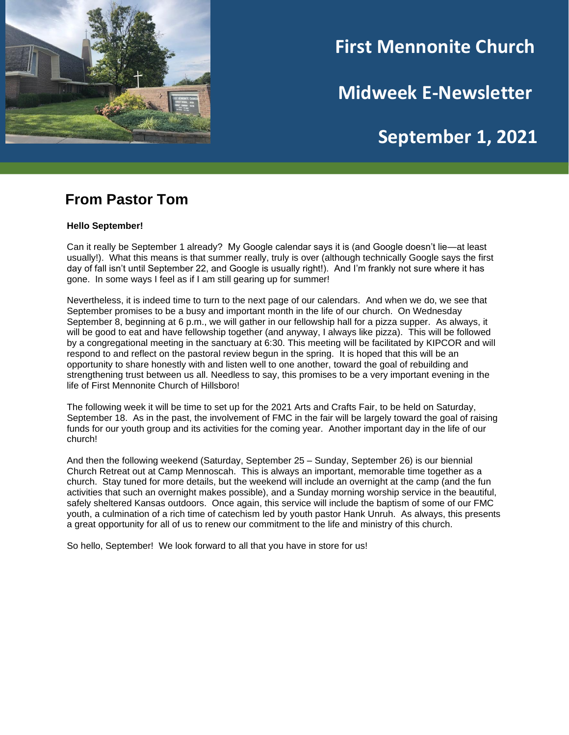# First Mennonite Church

# Midweek E-Newsletter

# September 1, 2021

## From Pastor Tom

**Hello September!**

Can it really be September 1 already? My Google calendar says it is (and Google doesn't lie—at least usually!). What this means is that summer really, truly is over (although technically Google says the first day of fall isn't until September 22, and Google is usually right!). And I'm frankly not sure where it has gone. In some ways I feel as if I am still gearing up for summer!

Nevertheless, it is indeed time to turn to the next page of our calendars. And when we do, we see that September promises to be a busy and important month in the life of our church. On Wednesday September 8, beginning at 6 p.m., we will gather in our fellowship hall for a pizza supper. As always, it will be good to eat and have fellowship together (and anyway, I always like pizza). This will be followed by a congregational meeting in the sanctuary at 6:30. This meeting will be facilitated by KIPCOR and will respond to and reflect on the pastoral review begun in the spring. It is hoped that this will be an opportunity to share honestly with and listen well to one another, toward the goal of rebuilding and strengthening trust between us all. Needless to say, this promises to be a very important evening in the life of First Mennonite Church of Hillsboro!

The following week it will be time to set up for the 2021 Arts and Crafts Fair, to be held on Saturday, September 18. As in the past, the involvement of FMC in the fair will be largely toward the goal of raising funds for our youth group and its activities for the coming year. Another important day in the life of our church!

And then the following weekend (Saturday, September 25 – Sunday, September 26) is our biennial Church Retreat out at Camp Mennoscah. This is always an important, memorable time together as a church. Stay tuned for more details, but the weekend will include an overnight at the camp (and the fun activities that such an overnight makes possible), and a Sunday morning worship service in the beautiful, safely sheltered Kansas outdoors. Once again, this service will include the baptism of some of our FMC youth, a culmination of a rich time of catechism led by youth pastor Hank Unruh. As always, this presents a great opportunity for all of us to renew our commitment to the life and ministry of this church.

So hello, September! We look forward to all that you have in store for us!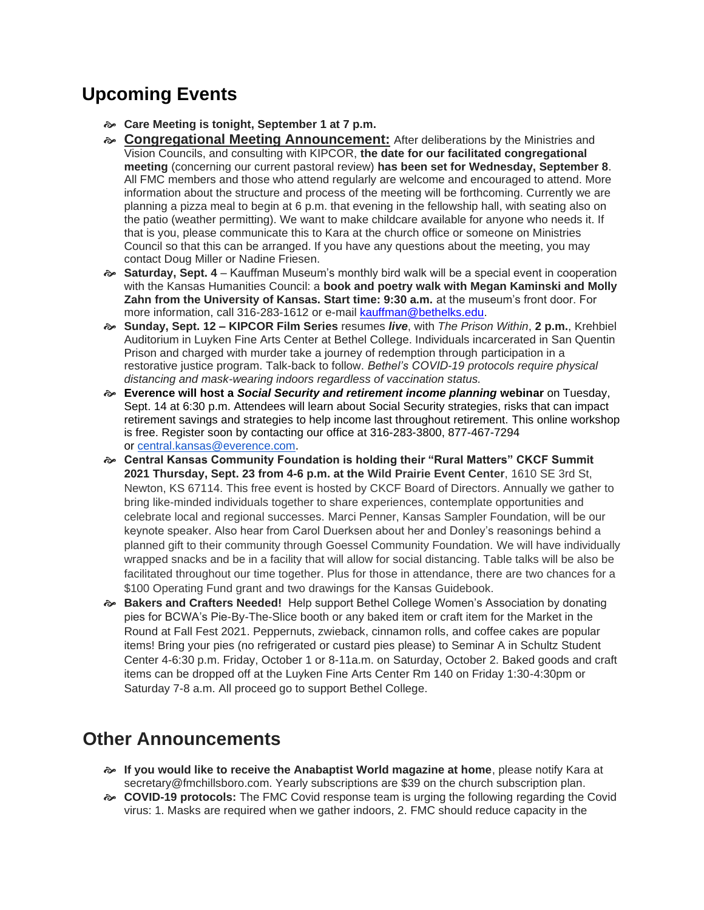## Upcoming Events

- **Care Meeting is tonight, September 1 at 7 p.m.**
- **Congregational Meeting Announcement:** After deliberations by the Ministries and Vision Councils, and consulting with KIPCOR, **the date for our facilitated congregational meeting** (concerning our current pastoral review) **has been set for Wednesday, September 8**. All FMC members and those who attend regularly are welcome and encouraged to attend. More information about the structure and process of the meeting will be forthcoming. Currently we are planning a pizza meal to begin at 6 p.m. that evening in the fellowship hall, with seating also on the patio (weather permitting). We want to make childcare available for anyone who needs it. If that is you, please communicate this to Kara at the church office or someone on Ministries Council so that this can be arranged. If you have any questions about the meeting, you may contact Doug Miller or Nadine Friesen.
- **Saturday, Sept. 4** – Kauffman Museum's monthly bird walk will be a special event in cooperation with the Kansas Humanities Council: a **book and poetry walk with Megan Kaminski and Molly Zahn from the University of Kansas. Start time: 9:30 a.m.** at the museum's front door. For more information, call 316-283-1612 or e-mail kauffman@bethelks.edu.
- **Sunday, Sept. 12 – KIPCOR Film Series** resumes ***live***, with *The Prison Within*, **2 p.m.**, Krehbiel Auditorium in Luyken Fine Arts Center at Bethel College. Individuals incarcerated in San Quentin Prison and charged with murder take a journey of redemption through participation in a restorative justice program. Talk-back to follow. *Bethel's COVID-19 protocols require physical distancing and mask-wearing indoors regardless of vaccination status.*
- **Everence will host a *Social Security and retirement income planning* webinar** on Tuesday, Sept. 14 at 6:30 p.m. Attendees will learn about Social Security strategies, risks that can impact retirement savings and strategies to help income last throughout retirement. This online workshop is free. Register soon by contacting our office at 316-283-3800, 877-467-7294 or central.kansas@everence.com.
- **Central Kansas Community Foundation is holding their "Rural Matters" CKCF Summit 2021 Thursday, Sept. 23 from 4-6 p.m. at the Wild Prairie Event Center**, 1610 SE 3rd St, Newton, KS 67114. This free event is hosted by CKCF Board of Directors. Annually we gather to bring like-minded individuals together to share experiences, contemplate opportunities and celebrate local and regional successes. Marci Penner, Kansas Sampler Foundation, will be our keynote speaker. Also hear from Carol Duerksen about her and Donley's reasonings behind a planned gift to their community through Goessel Community Foundation. We will have individually wrapped snacks and be in a facility that will allow for social distancing. Table talks will be also be facilitated throughout our time together. Plus for those in attendance, there are two chances for a $100 Operating Fund grant and two drawings for the Kansas Guidebook.
- **Bakers and Crafters Needed!** Help support Bethel College Women's Association by donating pies for BCWA's Pie-By-The-Slice booth or any baked item or craft item for the Market in the Round at Fall Fest 2021. Peppernuts, zwieback, cinnamon rolls, and coffee cakes are popular items! Bring your pies (no refrigerated or custard pies please) to Seminar A in Schultz Student Center 4-6:30 p.m. Friday, October 1 or 8-11a.m. on Saturday, October 2. Baked goods and craft items can be dropped off at the Luyken Fine Arts Center Rm 140 on Friday 1:30-4:30pm or Saturday 7-8 a.m. All proceed go to support Bethel College.

## Other Announcements

- **If you would like to receive the Anabaptist World magazine at home**, please notify Kara at secretary@fmchillsboro.com. Yearly subscriptions are $39 on the church subscription plan.
- **COVID-19 protocols:** The FMC Covid response team is urging the following regarding the Covid virus: 1. Masks are required when we gather indoors, 2. FMC should reduce capacity in the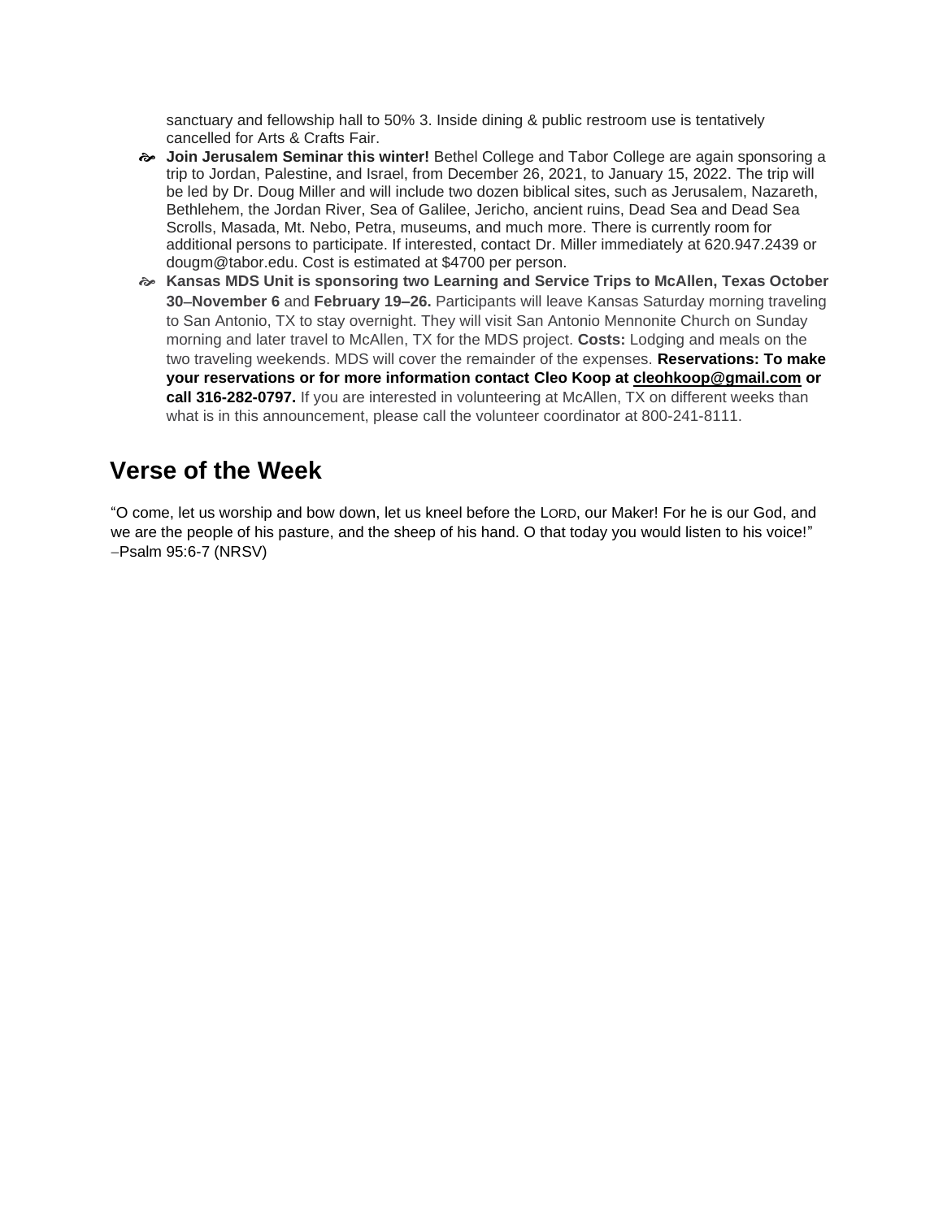sanctuary and fellowship hall to 50% 3. Inside dining & public restroom use is tentatively cancelled for Arts & Crafts Fair.

- **Join Jerusalem Seminar this winter!** Bethel College and Tabor College are again sponsoring a trip to Jordan, Palestine, and Israel, from December 26, 2021, to January 15, 2022. The trip will be led by Dr. Doug Miller and will include two dozen biblical sites, such as Jerusalem, Nazareth, Bethlehem, the Jordan River, Sea of Galilee, Jericho, ancient ruins, Dead Sea and Dead Sea Scrolls, Masada, Mt. Nebo, Petra, museums, and much more. There is currently room for additional persons to participate. If interested, contact Dr. Miller immediately at 620.947.2439 or dougm@tabor.edu. Cost is estimated at $4700 per person.
- **Kansas MDS Unit is sponsoring two Learning and Service Trips to McAllen, Texas October 30–November 6** and **February 19–26.** Participants will leave Kansas Saturday morning traveling to San Antonio, TX to stay overnight. They will visit San Antonio Mennonite Church on Sunday morning and later travel to McAllen, TX for the MDS project. **Costs:** Lodging and meals on the two traveling weekends. MDS will cover the remainder of the expenses. **Reservations: To make your reservations or for more information contact Cleo Koop at cleohkoop@gmail.com or call 316-282-0797.** If you are interested in volunteering at McAllen, TX on different weeks than what is in this announcement, please call the volunteer coordinator at 800-241-8111.

## Verse of the Week

“O come, let us worship and bow down, let us kneel before the LORD, our Maker! For he is our God, and we are the people of his pasture, and the sheep of his hand. O that today you would listen to his voice!” –Psalm 95:6-7 (NRSV)